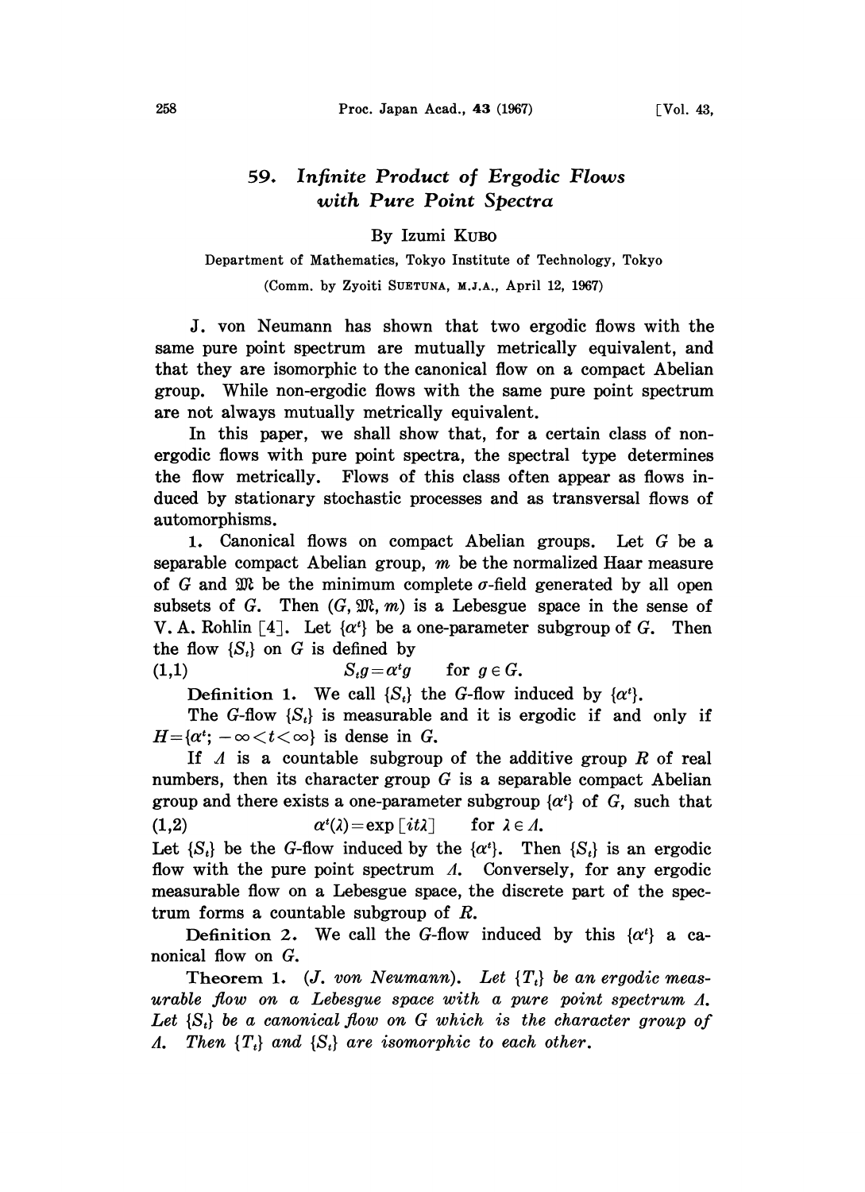# 59. *Infinite Product of Ergodic Flows with Pure Point Spectra*

By Izumi KUBO

Department of Mathematics, Tokyo Institute of Technology, Tokyo

(Comm. by Zyoiti SUETUNA, M.J.A., April 12, 1967)

J. von Neumann has shown that two ergodic flows with the same pure point spectrum are mutually metrically equivalent, and that they are isomorphic to the canonical flow on a compact Abelian group. While non-ergodic flows with the same pure point spectrum are not always mutually metrically equivalent.

In this paper, we shall show that, for a certain class of non-ergodic flows with pure point spectra, the spectral type determines the flow metrically. Flows of this class often appear as flows induced by stationary stochastic processes and as transversal flows of automorphisms.

1. Canonical flows on compact Abelian groups. Let $G$ be a separable compact Abelian group, $m$ be the normalized Haar measure of $G$ and $\mathfrak{M}$ be the minimum complete $\sigma$-field generated by all open subsets of $G$. Then $(G, \mathfrak{M}, m)$ is a Lebesgue space in the sense of V. A. Rohlin [4]. Let $\{\alpha^t\}$ be a one-parameter subgroup of $G$. Then the flow $\{S_t\}$ on $G$ is defined by

$$S_t g = \alpha^t g \qquad \text{for } g \in G. \tag{1,1}$$

**Definition 1.** We call $\{S_t\}$ the $G$-flow induced by $\{\alpha^t\}$.

The $G$-flow $\{S_t\}$ is measurable and it is ergodic if and only if $H=\{\alpha^t; -\infty<t<\infty\}$ is dense in $G$.

If $\Lambda$ is a countable subgroup of the additive group $R$ of real numbers, then its character group $G$ is a separable compact Abelian group and there exists a one-parameter subgroup $\{\alpha^t\}$ of $G$, such that

$$\alpha^t(\lambda)=\exp[it\lambda] \qquad \text{for } \lambda \in \Lambda. \tag{1,2}$$

Let $\{S_t\}$ be the $G$-flow induced by the $\{\alpha^t\}$. Then $\{S_t\}$ is an ergodic flow with the pure point spectrum $\Lambda$. Conversely, for any ergodic measurable flow on a Lebesgue space, the discrete part of the spectrum forms a countable subgroup of $R$.

**Definition 2.** We call the $G$-flow induced by this $\{\alpha^t\}$ a canonical flow on $G$.

**Theorem 1.** (*J. von Neumann*). *Let $\{T_t\}$ be an ergodic measurable flow on a Lebesgue space with a pure point spectrum $\Lambda$. Let $\{S_t\}$ be a canonical flow on $G$ which is the character group of $\Lambda$. Then $\{T_t\}$ and $\{S_t\}$ are isomorphic to each other.*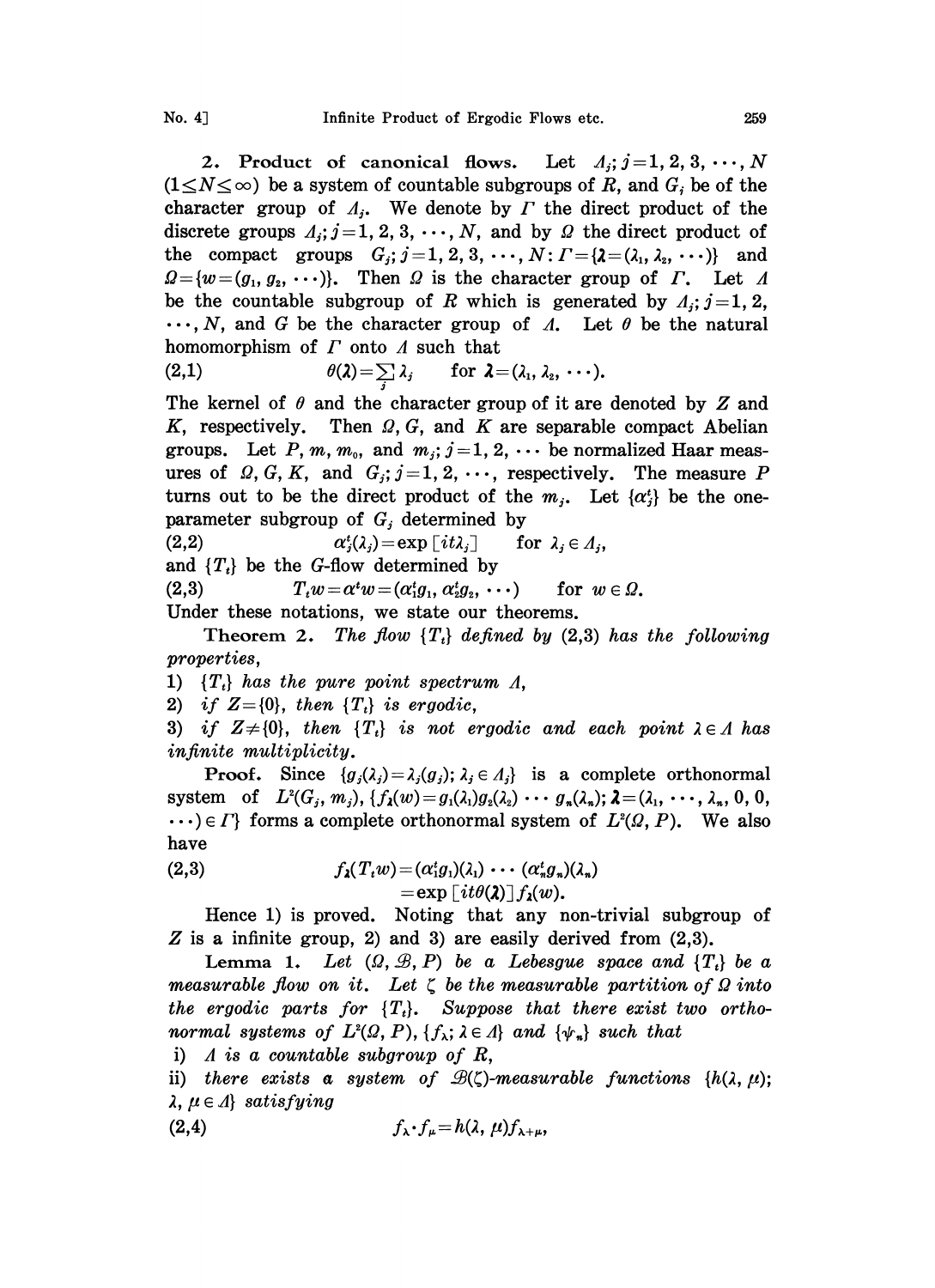**2. Product of canonical flows.** Let $\Lambda_j; j=1, 2, 3, \cdots, N$ $(1 \leq N \leq \infty)$ be a system of countable subgroups of $R$, and $G_j$ be of the character group of $\Lambda_j$. We denote by $\Gamma$ the direct product of the discrete groups $\Lambda_j; j=1, 2, 3, \cdots, N$, and by $\Omega$ the direct product of the compact groups $G_j; j=1, 2, 3, \cdots, N$: $\Gamma = \{\boldsymbol{\lambda} = (\lambda_1, \lambda_2, \cdots)\}$ and $\Omega = \{w = (g_1, g_2, \cdots)\}$. Then $\Omega$ is the character group of $\Gamma$. Let $\Lambda$ be the countable subgroup of $R$ which is generated by $\Lambda_j; j=1, 2, \cdots, N$, and $G$ be the character group of $\Lambda$. Let $\theta$ be the natural homomorphism of $\Gamma$ onto $\Lambda$ such that

$$\theta(\boldsymbol{\lambda}) = \sum_j \lambda_j \quad \text{for } \boldsymbol{\lambda} = (\lambda_1, \lambda_2, \cdots). \tag{2,1}$$

The kernel of $\theta$ and the character group of it are denoted by $Z$ and $K$, respectively. Then $\Omega, G$, and $K$ are separable compact Abelian groups. Let $P, m, m_0$, and $m_j; j=1, 2, \cdots$ be normalized Haar measures of $\Omega, G, K$, and $G_j; j=1, 2, \cdots$, respectively. The measure $P$ turns out to be the direct product of the $m_j$. Let $\{\alpha_j^t\}$ be the one-parameter subgroup of $G_j$ determined by

$$\alpha_j^t(\lambda_j) = \exp[it\lambda_j] \quad \text{for } \lambda_j \in \Lambda_j, \tag{2,2}$$

and $\{T_t\}$ be the $G$-flow determined by

$$T_t w = \alpha^t w = (\alpha_1^t g_1, \alpha_2^t g_2, \cdots) \quad \text{for } w \in \Omega. \tag{2,3}$$

Under these notations, we state our theorems.

**Theorem 2.** *The flow $\{T_t\}$ defined by (2,3) has the following properties,*

1) *$\{T_t\}$ has the pure point spectrum $\Lambda$,*

2) *if $Z = \{0\}$, then $\{T_t\}$ is ergodic,*

3) *if $Z \neq \{0\}$, then $\{T_t\}$ is not ergodic and each point $\lambda \in \Lambda$ has infinite multiplicity.*

**Proof.** Since $\{g_j(\lambda_j) = \lambda_j(g_j); \lambda_j \in \Lambda_j\}$ is a complete orthonormal system of $L^2(G_j, m_j)$, $\{f_{\boldsymbol{\lambda}}(w) = g_1(\lambda_1)g_2(\lambda_2) \cdots g_n(\lambda_n); \boldsymbol{\lambda} = (\lambda_1, \cdots, \lambda_n, 0, 0, \cdots) \in \Gamma\}$ forms a complete orthonormal system of $L^2(\Omega, P)$. We also have

$$\begin{aligned} f_{\boldsymbol{\lambda}}(T_t w) &= (\alpha_1^t g_1)(\lambda_1) \cdots (\alpha_n^t g_n)(\lambda_n) \\ &= \exp[it\theta(\boldsymbol{\lambda})] f_{\boldsymbol{\lambda}}(w). \end{aligned} \tag{2,3}$$

Hence 1) is proved. Noting that any non-trivial subgroup of $Z$ is a infinite group, 2) and 3) are easily derived from (2,3).

**Lemma 1.** *Let $(\Omega, \mathcal{B}, P)$ be a Lebesgue space and $\{T_t\}$ be a measurable flow on it. Let $\zeta$ be the measurable partition of $\Omega$ into the ergodic parts for $\{T_t\}$. Suppose that there exist two orthonormal systems of $L^2(\Omega, P)$, $\{f_\lambda; \lambda \in \Lambda\}$ and $\{\psi_n\}$ such that*

i) *$\Lambda$ is a countable subgroup of $R$,*

ii) *there exists a system of $\mathcal{B}(\zeta)$-measurable functions $\{h(\lambda, \mu); \lambda, \mu \in \Lambda\}$ satisfying*

$$f_\lambda \cdot f_\mu = h(\lambda, \mu) f_{\lambda+\mu}, \tag{2,4}$$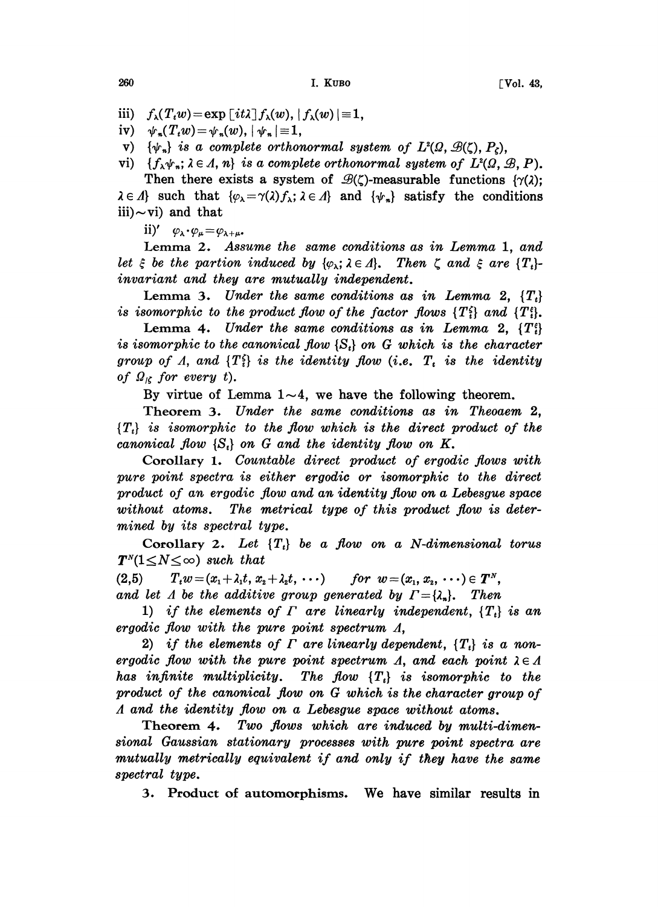iii) $f_\lambda(T_t w) = \exp[it\lambda] f_\lambda(w)$, $|f_\lambda(w)| \equiv 1$,

iv) $\psi_n(T_t w) = \psi_n(w)$, $|\psi_n| \equiv 1$,

v) $\{\psi_n\}$ is a complete orthonormal system of $L^2(\Omega, \mathcal{B}(\zeta), P_\zeta)$,

vi) $\{f_\lambda \psi_n;\ \lambda \in \Lambda, n\}$ is a complete orthonormal system of $L^2(\Omega, \mathcal{B}, P)$.

Then there exists a system of $\mathcal{B}(\zeta)$-measurable functions $\{\gamma(\lambda); \lambda \in \Lambda\}$ such that $\{\varphi_\lambda = \gamma(\lambda) f_\lambda;\ \lambda \in \Lambda\}$ and $\{\psi_n\}$ satisfy the conditions iii)$\sim$vi) and that

ii)′ $\varphi_\lambda \cdot \varphi_\mu = \varphi_{\lambda+\mu}$.

**Lemma 2.** *Assume the same conditions as in Lemma 1, and let $\xi$ be the partion induced by $\{\varphi_\lambda;\ \lambda \in \Lambda\}$. Then $\zeta$ and $\xi$ are $\{T_t\}$-invariant and they are mutually independent.*

**Lemma 3.** *Under the same conditions as in Lemma 2, $\{T_t\}$ is isomorphic to the product flow of the factor flows $\{T_t^\zeta\}$ and $\{T_t^\xi\}$.*

**Lemma 4.** *Under the same conditions as in Lemma 2, $\{T_t^\xi\}$ is isomorphic to the canonical flow $\{S_t\}$ on $G$ which is the character group of $\Lambda$, and $\{T_t^\zeta\}$ is the identity flow (i.e. $T_t$ is the identity of $\Omega_{|\zeta}$ for every $t$).*

By virtue of Lemma 1$\sim$4, we have the following theorem.

**Theorem 3.** *Under the same conditions as in Theoaem 2, $\{T_t\}$ is isomorphic to the flow which is the direct product of the canonical flow $\{S_t\}$ on $G$ and the identity flow on $K$.*

**Corollary 1.** *Countable direct product of ergodic flows with pure point spectra is either ergodic or isomorphic to the direct product of an ergodic flow and an identity flow on a Lebesgue space without atoms. The metrical type of this product flow is determined by its spectral type.*

**Corollary 2.** *Let $\{T_t\}$ be a flow on a N-dimensional torus $\boldsymbol{T}^N (1 \leq N \leq \infty)$ such that*

$$(2,5) \qquad T_t w = (x_1 + \lambda_1 t,\ x_2 + \lambda_2 t,\ \cdots) \qquad \text{for } w = (x_1, x_2, \cdots) \in \boldsymbol{T}^N,$$

*and let $\Lambda$ be the additive group generated by $\Gamma = \{\lambda_n\}$. Then*

1) *if the elements of $\Gamma$ are linearly independent, $\{T_t\}$ is an ergodic flow with the pure point spectrum $\Lambda$,*

2) *if the elements of $\Gamma$ are linearly dependent, $\{T_t\}$ is a non-ergodic flow with the pure point spectrum $\Lambda$, and each point $\lambda \in \Lambda$ has infinite multiplicity. The flow $\{T_t\}$ is isomorphic to the product of the canonical flow on $G$ which is the character group of $\Lambda$ and the identity flow on a Lebesgue space without atoms.*

**Theorem 4.** *Two flows which are induced by multi-dimensional Gaussian stationary processes with pure point spectra are mutually metrically equivalent if and only if they have the same spectral type.*

**3. Product of automorphisms.** We have similar results in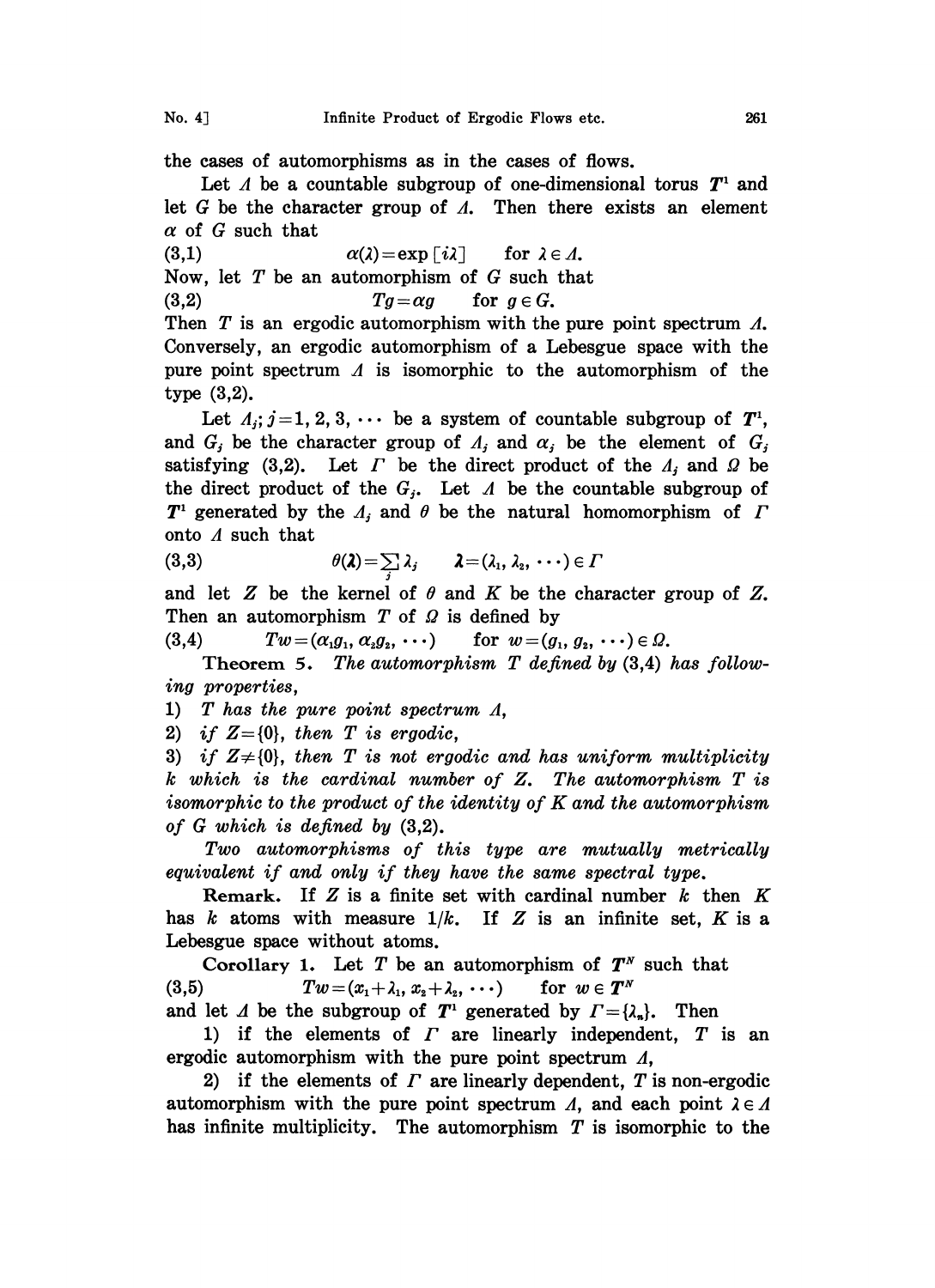the cases of automorphisms as in the cases of flows.

Let $\Lambda$ be a countable subgroup of one-dimensional torus $T^1$ and let $G$ be the character group of $\Lambda$. Then there exists an element $\alpha$ of $G$ such that

$$\alpha(\lambda)=\exp[i\lambda] \qquad \text{for } \lambda \in \Lambda. \tag{3,1}$$

Now, let $T$ be an automorphism of $G$ such that

$$Tg=\alpha g \qquad \text{for } g \in G. \tag{3,2}$$

Then $T$ is an ergodic automorphism with the pure point spectrum $\Lambda$. Conversely, an ergodic automorphism of a Lebesgue space with the pure point spectrum $\Lambda$ is isomorphic to the automorphism of the type (3,2).

Let $\Lambda_j; j=1, 2, 3, \cdots$ be a system of countable subgroup of $T^1$, and $G_j$ be the character group of $\Lambda_j$ and $\alpha_j$ be the element of $G_j$ satisfying (3,2). Let $\Gamma$ be the direct product of the $\Lambda_j$ and $\Omega$ be the direct product of the $G_j$. Let $\Lambda$ be the countable subgroup of $T^1$ generated by the $\Lambda_j$ and $\theta$ be the natural homomorphism of $\Gamma$ onto $\Lambda$ such that

$$\theta(\boldsymbol{\lambda})=\sum_j \lambda_j \qquad \boldsymbol{\lambda}=(\lambda_1, \lambda_2, \cdots) \in \Gamma \tag{3,3}$$

and let $Z$ be the kernel of $\theta$ and $K$ be the character group of $Z$. Then an automorphism $T$ of $\Omega$ is defined by

$$Tw=(\alpha_1 g_1, \alpha_2 g_2, \cdots) \qquad \text{for } w=(g_1, g_2, \cdots) \in \Omega. \tag{3,4}$$

**Theorem 5.** *The automorphism $T$ defined by (3,4) has following properties,*

1) *$T$ has the pure point spectrum $\Lambda$,*

2) *if $Z=\{0\}$, then $T$ is ergodic,*

3) *if $Z \neq \{0\}$, then $T$ is not ergodic and has uniform multiplicity $k$ which is the cardinal number of $Z$. The automorphism $T$ is isomorphic to the product of the identity of $K$ and the automorphism of $G$ which is defined by (3,2).*

*Two automorphisms of this type are mutually metrically equivalent if and only if they have the same spectral type.*

**Remark.** If $Z$ is a finite set with cardinal number $k$ then $K$ has $k$ atoms with measure $1/k$. If $Z$ is an infinite set, $K$ is a Lebesgue space without atoms.

**Corollary 1.** Let $T$ be an automorphism of $T^N$ such that

$$Tw=(x_1+\lambda_1, x_2+\lambda_2, \cdots) \qquad \text{for } w \in T^N \tag{3,5}$$

and let $\Lambda$ be the subgroup of $T^1$ generated by $\Gamma=\{\lambda_n\}$. Then

1) if the elements of $\Gamma$ are linearly independent, $T$ is an ergodic automorphism with the pure point spectrum $\Lambda$,

2) if the elements of $\Gamma$ are linearly dependent, $T$ is non-ergodic automorphism with the pure point spectrum $\Lambda$, and each point $\lambda \in \Lambda$ has infinite multiplicity. The automorphism $T$ is isomorphic to the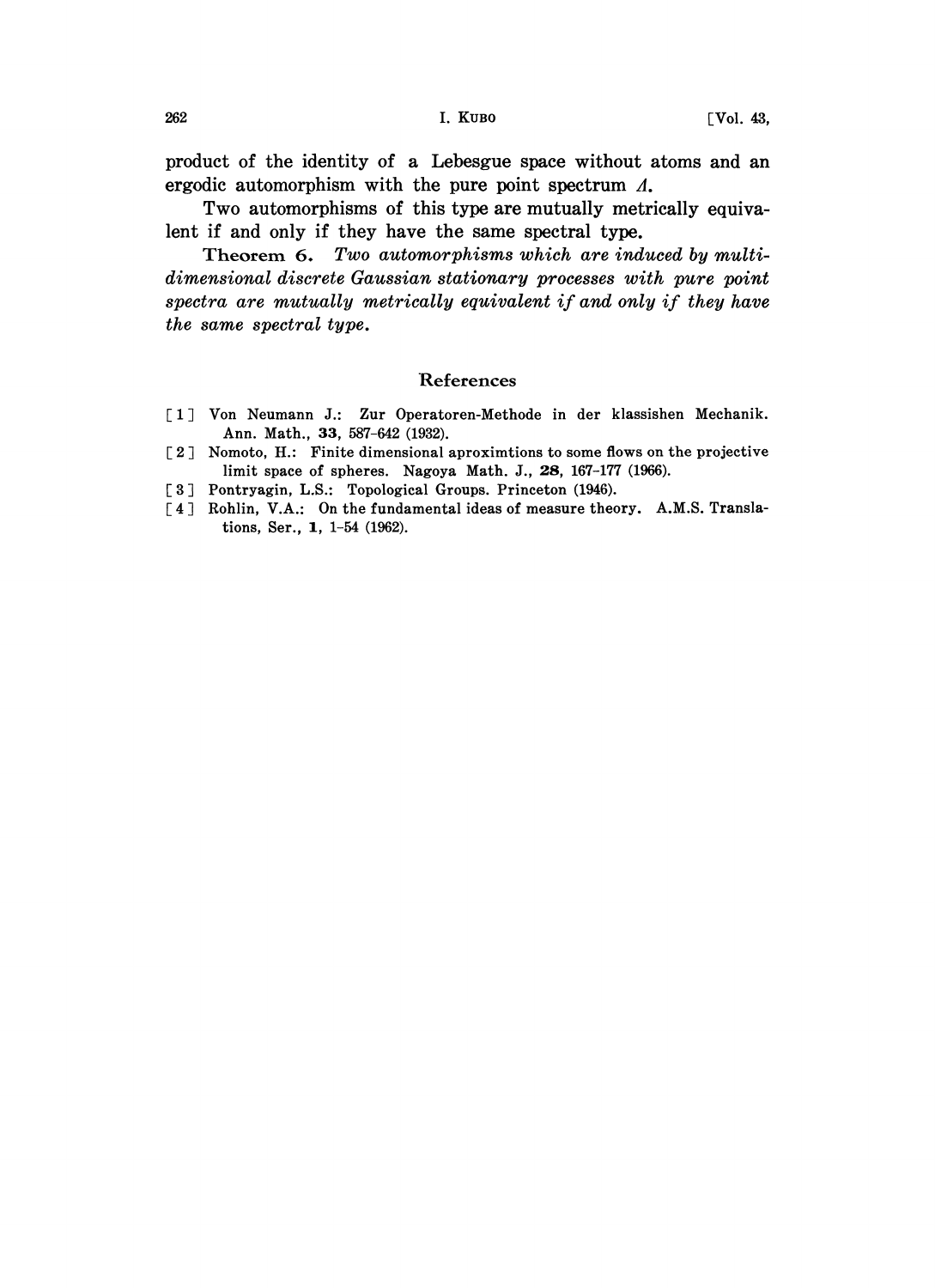product of the identity of a Lebesgue space without atoms and an ergodic automorphism with the pure point spectrum $\Lambda$.

Two automorphisms of this type are mutually metrically equivalent if and only if they have the same spectral type.

**Theorem 6.** *Two automorphisms which are induced by multidimensional discrete Gaussian stationary processes with pure point spectra are mutually metrically equivalent if and only if they have the same spectral type.*

## References

[1] Von Neumann J.: Zur Operatoren-Methode in der klassishen Mechanik. Ann. Math., **33**, 587-642 (1932).

[2] Nomoto, H.: Finite dimensional aproximtions to some flows on the projective limit space of spheres. Nagoya Math. J., **28**, 167-177 (1966).

[3] Pontryagin, L.S.: Topological Groups. Princeton (1946).

[4] Rohlin, V.A.: On the fundamental ideas of measure theory. A.M.S. Translations, Ser., **1**, 1-54 (1962).